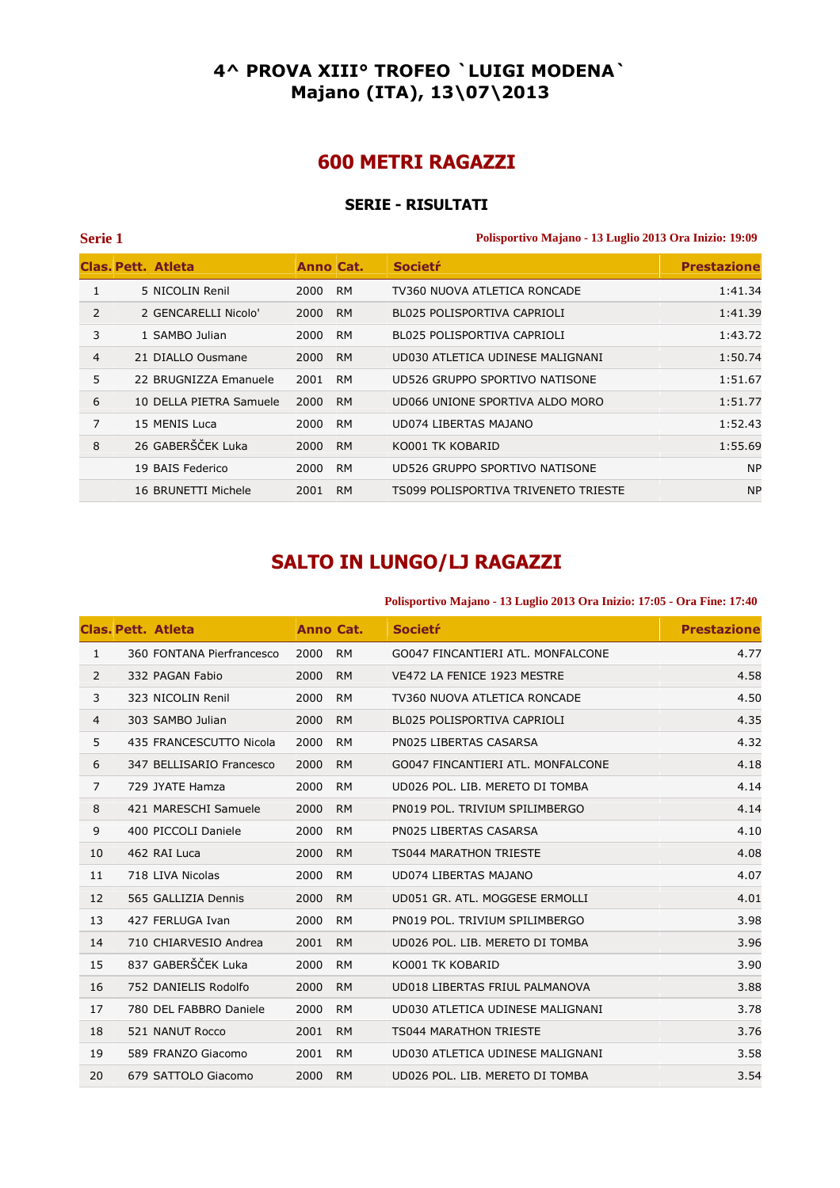# 4^ PROVA XIII° TROFEO `LUIGI MODENA`
## Majano (ITA), 13\07\2013

## 600 METRI RAGAZZI

### SERIE - RISULTATI

**Serie 1**

**Polisportivo Majano - 13 Luglio 2013 Ora Inizio: 19:09**

| Clas. | Pett. | Atleta | Anno | Cat. | Societŕ | Prestazione |
|---|---|---|---|---|---|---|
| 1 | 5 | NICOLIN Renil | 2000 | RM | TV360 NUOVA ATLETICA RONCADE | 1:41.34 |
| 2 | 2 | GENCARELLI Nicolo' | 2000 | RM | BL025 POLISPORTIVA CAPRIOLI | 1:41.39 |
| 3 | 1 | SAMBO Julian | 2000 | RM | BL025 POLISPORTIVA CAPRIOLI | 1:43.72 |
| 4 | 21 | DIALLO Ousmane | 2000 | RM | UD030 ATLETICA UDINESE MALIGNANI | 1:50.74 |
| 5 | 22 | BRUGNIZZA Emanuele | 2001 | RM | UD526 GRUPPO SPORTIVO NATISONE | 1:51.67 |
| 6 | 10 | DELLA PIETRA Samuele | 2000 | RM | UD066 UNIONE SPORTIVA ALDO MORO | 1:51.77 |
| 7 | 15 | MENIS Luca | 2000 | RM | UD074 LIBERTAS MAJANO | 1:52.43 |
| 8 | 26 | GABERŠČEK Luka | 2000 | RM | KO001 TK KOBARID | 1:55.69 |
| | 19 | BAIS Federico | 2000 | RM | UD526 GRUPPO SPORTIVO NATISONE | NP |
| | 16 | BRUNETTI Michele | 2001 | RM | TS099 POLISPORTIVA TRIVENETO TRIESTE | NP |

## SALTO IN LUNGO/LJ RAGAZZI

**Polisportivo Majano - 13 Luglio 2013 Ora Inizio: 17:05 - Ora Fine: 17:40**

| Clas. | Pett. | Atleta | Anno | Cat. | Societŕ | Prestazione |
|---|---|---|---|---|---|---|
| 1 | 360 | FONTANA Pierfrancesco | 2000 | RM | GO047 FINCANTIERI ATL. MONFALCONE | 4.77 |
| 2 | 332 | PAGAN Fabio | 2000 | RM | VE472 LA FENICE 1923 MESTRE | 4.58 |
| 3 | 323 | NICOLIN Renil | 2000 | RM | TV360 NUOVA ATLETICA RONCADE | 4.50 |
| 4 | 303 | SAMBO Julian | 2000 | RM | BL025 POLISPORTIVA CAPRIOLI | 4.35 |
| 5 | 435 | FRANCESCUTTO Nicola | 2000 | RM | PN025 LIBERTAS CASARSA | 4.32 |
| 6 | 347 | BELLISARIO Francesco | 2000 | RM | GO047 FINCANTIERI ATL. MONFALCONE | 4.18 |
| 7 | 729 | JYATE Hamza | 2000 | RM | UD026 POL. LIB. MERETO DI TOMBA | 4.14 |
| 8 | 421 | MARESCHI Samuele | 2000 | RM | PN019 POL. TRIVIUM SPILIMBERGO | 4.14 |
| 9 | 400 | PICCOLI Daniele | 2000 | RM | PN025 LIBERTAS CASARSA | 4.10 |
| 10 | 462 | RAI Luca | 2000 | RM | TS044 MARATHON TRIESTE | 4.08 |
| 11 | 718 | LIVA Nicolas | 2000 | RM | UD074 LIBERTAS MAJANO | 4.07 |
| 12 | 565 | GALLIZIA Dennis | 2000 | RM | UD051 GR. ATL. MOGGESE ERMOLLI | 4.01 |
| 13 | 427 | FERLUGA Ivan | 2000 | RM | PN019 POL. TRIVIUM SPILIMBERGO | 3.98 |
| 14 | 710 | CHIARVESIO Andrea | 2001 | RM | UD026 POL. LIB. MERETO DI TOMBA | 3.96 |
| 15 | 837 | GABERŠČEK Luka | 2000 | RM | KO001 TK KOBARID | 3.90 |
| 16 | 752 | DANIELIS Rodolfo | 2000 | RM | UD018 LIBERTAS FRIUL PALMANOVA | 3.88 |
| 17 | 780 | DEL FABBRO Daniele | 2000 | RM | UD030 ATLETICA UDINESE MALIGNANI | 3.78 |
| 18 | 521 | NANUT Rocco | 2001 | RM | TS044 MARATHON TRIESTE | 3.76 |
| 19 | 589 | FRANZO Giacomo | 2001 | RM | UD030 ATLETICA UDINESE MALIGNANI | 3.58 |
| 20 | 679 | SATTOLO Giacomo | 2000 | RM | UD026 POL. LIB. MERETO DI TOMBA | 3.54 |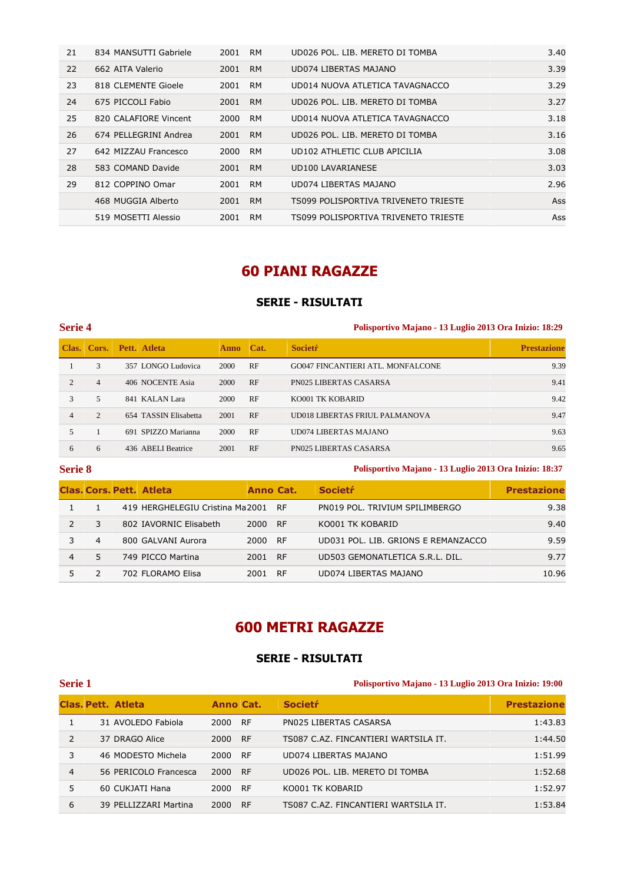| | | | | | |
|---|---|---|---|---|---|
| 21 | 834 MANSUTTI Gabriele | 2001 | RM | UD026 POL. LIB. MERETO DI TOMBA | 3.40 |
| 22 | 662 AITA Valerio | 2001 | RM | UD074 LIBERTAS MAJANO | 3.39 |
| 23 | 818 CLEMENTE Gioele | 2001 | RM | UD014 NUOVA ATLETICA TAVAGNACCO | 3.29 |
| 24 | 675 PICCOLI Fabio | 2001 | RM | UD026 POL. LIB. MERETO DI TOMBA | 3.27 |
| 25 | 820 CALAFIORE Vincent | 2000 | RM | UD014 NUOVA ATLETICA TAVAGNACCO | 3.18 |
| 26 | 674 PELLEGRINI Andrea | 2001 | RM | UD026 POL. LIB. MERETO DI TOMBA | 3.16 |
| 27 | 642 MIZZAU Francesco | 2000 | RM | UD102 ATHLETIC CLUB APICILIA | 3.08 |
| 28 | 583 COMAND Davide | 2001 | RM | UD100 LAVARIANESE | 3.03 |
| 29 | 812 COPPINO Omar | 2001 | RM | UD074 LIBERTAS MAJANO | 2.96 |
| | 468 MUGGIA Alberto | 2001 | RM | TS099 POLISPORTIVA TRIVENETO TRIESTE | Ass |
| | 519 MOSETTI Alessio | 2001 | RM | TS099 POLISPORTIVA TRIVENETO TRIESTE | Ass |

# 60 PIANI RAGAZZE

## SERIE - RISULTATI

**Serie 4** — Polisportivo Majano - 13 Luglio 2013 Ora Inizio: 18:29

| Clas. | Cors. | Pett. | Atleta | Anno | Cat. | Societŕ | Prestazione |
|---|---|---|---|---|---|---|---|
| 1 | 3 | 357 | LONGO Ludovica | 2000 | RF | GO047 FINCANTIERI ATL. MONFALCONE | 9.39 |
| 2 | 4 | 406 | NOCENTE Asia | 2000 | RF | PN025 LIBERTAS CASARSA | 9.41 |
| 3 | 5 | 841 | KALAN Lara | 2000 | RF | KO001 TK KOBARID | 9.42 |
| 4 | 2 | 654 | TASSIN Elisabetta | 2001 | RF | UD018 LIBERTAS FRIUL PALMANOVA | 9.47 |
| 5 | 1 | 691 | SPIZZO Marianna | 2000 | RF | UD074 LIBERTAS MAJANO | 9.63 |
| 6 | 6 | 436 | ABELI Beatrice | 2001 | RF | PN025 LIBERTAS CASARSA | 9.65 |

**Serie 8** — Polisportivo Majano - 13 Luglio 2013 Ora Inizio: 18:37

| Clas. | Cors. | Pett. | Atleta | Anno | Cat. | Societŕ | Prestazione |
|---|---|---|---|---|---|---|---|
| 1 | 1 | 419 | HERGHELEGIU Cristina Ma | 2001 | RF | PN019 POL. TRIVIUM SPILIMBERGO | 9.38 |
| 2 | 3 | 802 | IAVORNIC Elisabeth | 2000 | RF | KO001 TK KOBARID | 9.40 |
| 3 | 4 | 800 | GALVANI Aurora | 2000 | RF | UD031 POL. LIB. GRIONS E REMANZACCO | 9.59 |
| 4 | 5 | 749 | PICCO Martina | 2001 | RF | UD503 GEMONATLETICA S.R.L. DIL. | 9.77 |
| 5 | 2 | 702 | FLORAMO Elisa | 2001 | RF | UD074 LIBERTAS MAJANO | 10.96 |

# 600 METRI RAGAZZE

## SERIE - RISULTATI

**Serie 1** — Polisportivo Majano - 13 Luglio 2013 Ora Inizio: 19:00

| Clas. | Pett. | Atleta | Anno | Cat. | Societŕ | Prestazione |
|---|---|---|---|---|---|---|
| 1 | 31 | AVOLEDO Fabiola | 2000 | RF | PN025 LIBERTAS CASARSA | 1:43.83 |
| 2 | 37 | DRAGO Alice | 2000 | RF | TS087 C.AZ. FINCANTIERI WARTSILA IT. | 1:44.50 |
| 3 | 46 | MODESTO Michela | 2000 | RF | UD074 LIBERTAS MAJANO | 1:51.99 |
| 4 | 56 | PERICOLO Francesca | 2000 | RF | UD026 POL. LIB. MERETO DI TOMBA | 1:52.68 |
| 5 | 60 | CUKJATI Hana | 2000 | RF | KO001 TK KOBARID | 1:52.97 |
| 6 | 39 | PELLIZZARI Martina | 2000 | RF | TS087 C.AZ. FINCANTIERI WARTSILA IT. | 1:53.84 |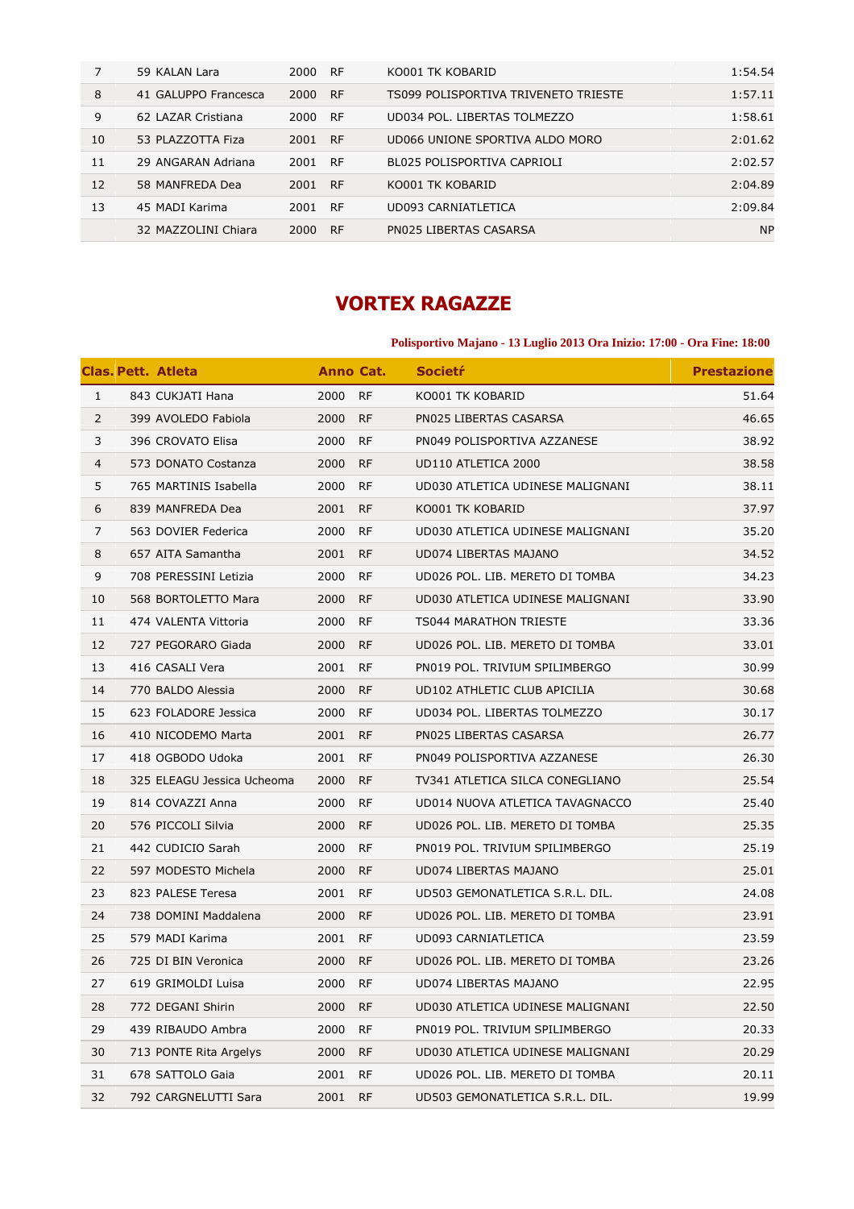| | | | | | |
|---|---|---|---|---|---|
| 7 | 59 KALAN Lara | 2000 | RF | KO001 TK KOBARID | 1:54.54 |
| 8 | 41 GALUPPO Francesca | 2000 | RF | TS099 POLISPORTIVA TRIVENETO TRIESTE | 1:57.11 |
| 9 | 62 LAZAR Cristiana | 2000 | RF | UD034 POL. LIBERTAS TOLMEZZO | 1:58.61 |
| 10 | 53 PLAZZOTTA Fiza | 2001 | RF | UD066 UNIONE SPORTIVA ALDO MORO | 2:01.62 |
| 11 | 29 ANGARAN Adriana | 2001 | RF | BL025 POLISPORTIVA CAPRIOLI | 2:02.57 |
| 12 | 58 MANFREDA Dea | 2001 | RF | KO001 TK KOBARID | 2:04.89 |
| 13 | 45 MADI Karima | 2001 | RF | UD093 CARNIATLETICA | 2:09.84 |
| | 32 MAZZOLINI Chiara | 2000 | RF | PN025 LIBERTAS CASARSA | NP |

## VORTEX RAGAZZE

**Polisportivo Majano - 13 Luglio 2013 Ora Inizio: 17:00 - Ora Fine: 18:00**

| Clas. | Pett. Atleta | Anno | Cat. | Societŕ | Prestazione |
|---|---|---|---|---|---|
| 1 | 843 CUKJATI Hana | 2000 | RF | KO001 TK KOBARID | 51.64 |
| 2 | 399 AVOLEDO Fabiola | 2000 | RF | PN025 LIBERTAS CASARSA | 46.65 |
| 3 | 396 CROVATO Elisa | 2000 | RF | PN049 POLISPORTIVA AZZANESE | 38.92 |
| 4 | 573 DONATO Costanza | 2000 | RF | UD110 ATLETICA 2000 | 38.58 |
| 5 | 765 MARTINIS Isabella | 2000 | RF | UD030 ATLETICA UDINESE MALIGNANI | 38.11 |
| 6 | 839 MANFREDA Dea | 2001 | RF | KO001 TK KOBARID | 37.97 |
| 7 | 563 DOVIER Federica | 2000 | RF | UD030 ATLETICA UDINESE MALIGNANI | 35.20 |
| 8 | 657 AITA Samantha | 2001 | RF | UD074 LIBERTAS MAJANO | 34.52 |
| 9 | 708 PERESSINI Letizia | 2000 | RF | UD026 POL. LIB. MERETO DI TOMBA | 34.23 |
| 10 | 568 BORTOLETTO Mara | 2000 | RF | UD030 ATLETICA UDINESE MALIGNANI | 33.90 |
| 11 | 474 VALENTA Vittoria | 2000 | RF | TS044 MARATHON TRIESTE | 33.36 |
| 12 | 727 PEGORARO Giada | 2000 | RF | UD026 POL. LIB. MERETO DI TOMBA | 33.01 |
| 13 | 416 CASALI Vera | 2001 | RF | PN019 POL. TRIVIUM SPILIMBERGO | 30.99 |
| 14 | 770 BALDO Alessia | 2000 | RF | UD102 ATHLETIC CLUB APICILIA | 30.68 |
| 15 | 623 FOLADORE Jessica | 2000 | RF | UD034 POL. LIBERTAS TOLMEZZO | 30.17 |
| 16 | 410 NICODEMO Marta | 2001 | RF | PN025 LIBERTAS CASARSA | 26.77 |
| 17 | 418 OGBODO Udoka | 2001 | RF | PN049 POLISPORTIVA AZZANESE | 26.30 |
| 18 | 325 ELEAGU Jessica Ucheoma | 2000 | RF | TV341 ATLETICA SILCA CONEGLIANO | 25.54 |
| 19 | 814 COVAZZI Anna | 2000 | RF | UD014 NUOVA ATLETICA TAVAGNACCO | 25.40 |
| 20 | 576 PICCOLI Silvia | 2000 | RF | UD026 POL. LIB. MERETO DI TOMBA | 25.35 |
| 21 | 442 CUDICIO Sarah | 2000 | RF | PN019 POL. TRIVIUM SPILIMBERGO | 25.19 |
| 22 | 597 MODESTO Michela | 2000 | RF | UD074 LIBERTAS MAJANO | 25.01 |
| 23 | 823 PALESE Teresa | 2001 | RF | UD503 GEMONATLETICA S.R.L. DIL. | 24.08 |
| 24 | 738 DOMINI Maddalena | 2000 | RF | UD026 POL. LIB. MERETO DI TOMBA | 23.91 |
| 25 | 579 MADI Karima | 2001 | RF | UD093 CARNIATLETICA | 23.59 |
| 26 | 725 DI BIN Veronica | 2000 | RF | UD026 POL. LIB. MERETO DI TOMBA | 23.26 |
| 27 | 619 GRIMOLDI Luisa | 2000 | RF | UD074 LIBERTAS MAJANO | 22.95 |
| 28 | 772 DEGANI Shirin | 2000 | RF | UD030 ATLETICA UDINESE MALIGNANI | 22.50 |
| 29 | 439 RIBAUDO Ambra | 2000 | RF | PN019 POL. TRIVIUM SPILIMBERGO | 20.33 |
| 30 | 713 PONTE Rita Argelys | 2000 | RF | UD030 ATLETICA UDINESE MALIGNANI | 20.29 |
| 31 | 678 SATTOLO Gaia | 2001 | RF | UD026 POL. LIB. MERETO DI TOMBA | 20.11 |
| 32 | 792 CARGNELUTTI Sara | 2001 | RF | UD503 GEMONATLETICA S.R.L. DIL. | 19.99 |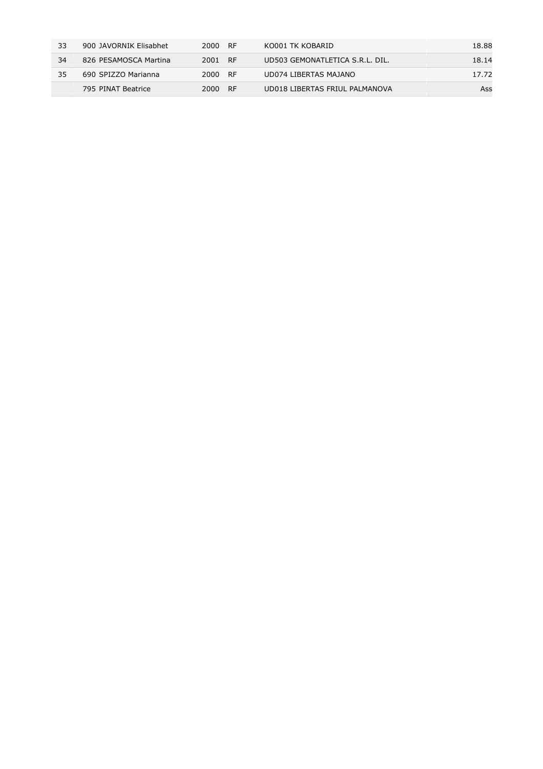| | | | | | |
|---|---|---|---|---|---|
| 33 | 900 JAVORNIK Elisabhet | 2000 | RF | KO001 TK KOBARID | 18.88 |
| 34 | 826 PESAMOSCA Martina | 2001 | RF | UD503 GEMONATLETICA S.R.L. DIL. | 18.14 |
| 35 | 690 SPIZZO Marianna | 2000 | RF | UD074 LIBERTAS MAJANO | 17.72 |
| | 795 PINAT Beatrice | 2000 | RF | UD018 LIBERTAS FRIUL PALMANOVA | Ass |